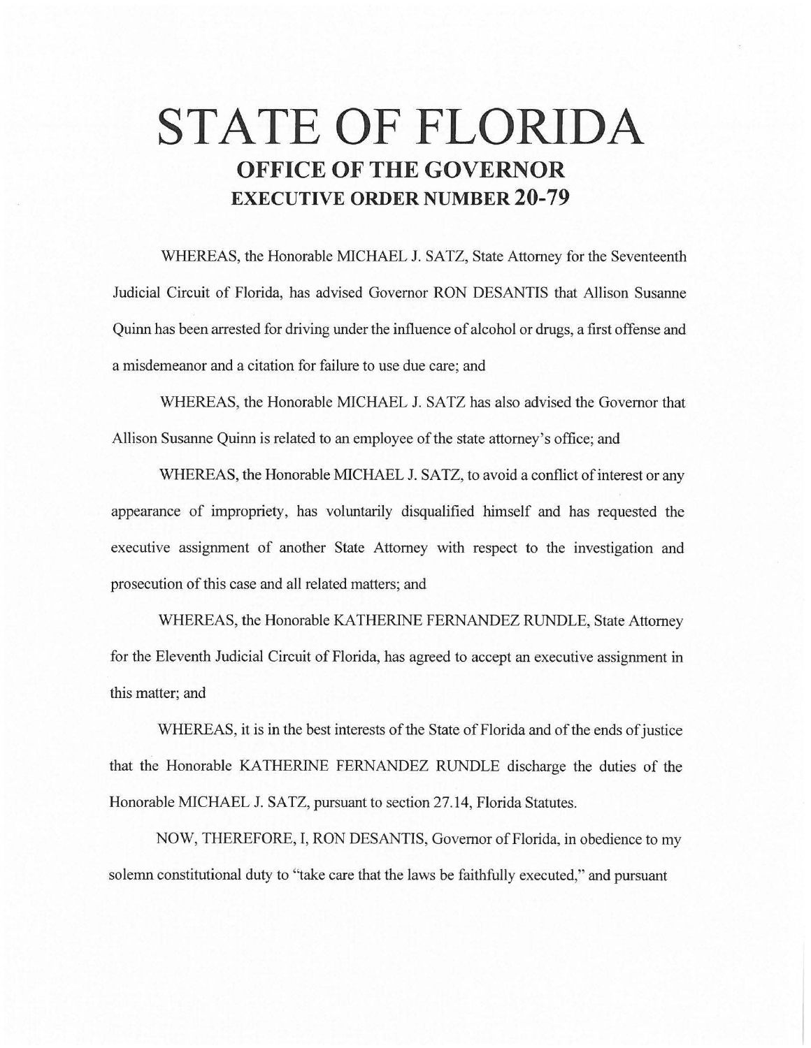# STATE OF FLORIDA

## OFFICE OF THE GOVERNOR

## EXECUTIVE ORDER NUMBER 20-79

WHEREAS, the Honorable MICHAEL J. SATZ, State Attorney for the Seventeenth Judicial Circuit of Florida, has advised Governor RON DESANTIS that Allison Susanne Quinn has been arrested for driving under the influence of alcohol or drugs, a first offense and a misdemeanor and a citation for failure to use due care; and

WHEREAS, the Honorable MICHAEL J. SATZ has also advised the Governor that Allison Susanne Quinn is related to an employee of the state attorney's office; and

WHEREAS, the Honorable MICHAEL J. SATZ, to avoid a conflict of interest or any appearance of impropriety, has voluntarily disqualified himself and has requested the executive assignment of another State Attorney with respect to the investigation and prosecution of this case and all related matters; and

WHEREAS, the Honorable KATHERINE FERNANDEZ RUNDLE, State Attorney for the Eleventh Judicial Circuit of Florida, has agreed to accept an executive assignment in this matter; and

WHEREAS, it is in the best interests of the State of Florida and of the ends of justice that the Honorable KATHERINE FERNANDEZ RUNDLE discharge the duties of the Honorable MICHAEL J. SATZ, pursuant to section 27.14, Florida Statutes.

NOW, THEREFORE, I, RON DESANTIS, Governor of Florida, in obedience to my solemn constitutional duty to "take care that the laws be faithfully executed," and pursuant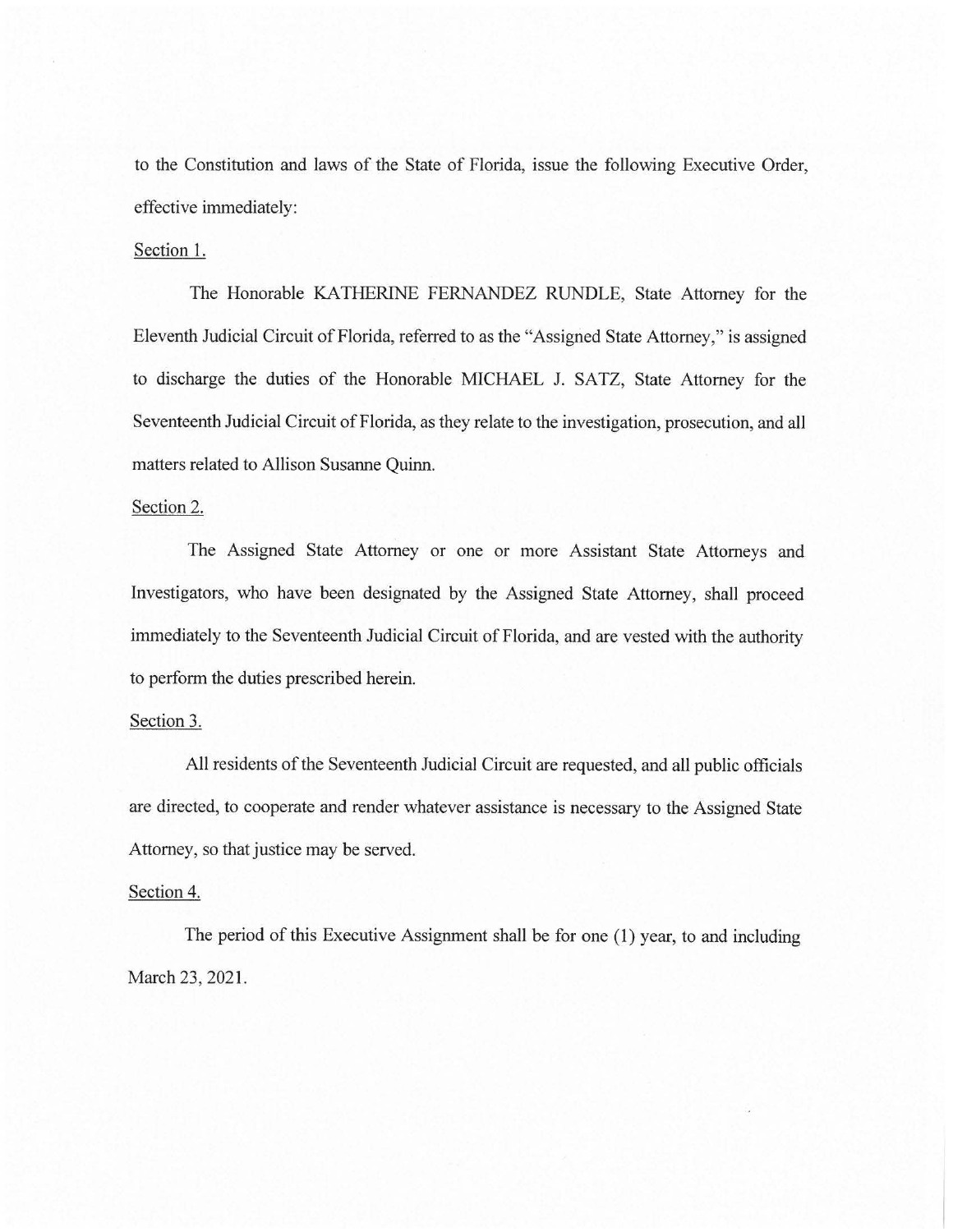to the Constitution and laws of the State of Florida, issue the following Executive Order, effective immediately:

Section 1.

The Honorable KATHERINE FERNANDEZ RUNDLE, State Attorney for the Eleventh Judicial Circuit of Florida, referred to as the "Assigned State Attorney," is assigned to discharge the duties of the Honorable MICHAEL J. SATZ, State Attorney for the Seventeenth Judicial Circuit of Florida, as they relate to the investigation, prosecution, and all matters related to Allison Susanne Quinn.

Section 2.

The Assigned State Attorney or one or more Assistant State Attorneys and Investigators, who have been designated by the Assigned State Attorney, shall proceed immediately to the Seventeenth Judicial Circuit of Florida, and are vested with the authority to perform the duties prescribed herein.

Section 3.

All residents of the Seventeenth Judicial Circuit are requested, and all public officials are directed, to cooperate and render whatever assistance is necessary to the Assigned State Attorney, so that justice may be served.

Section 4.

The period of this Executive Assignment shall be for one (1) year, to and including March 23, 2021.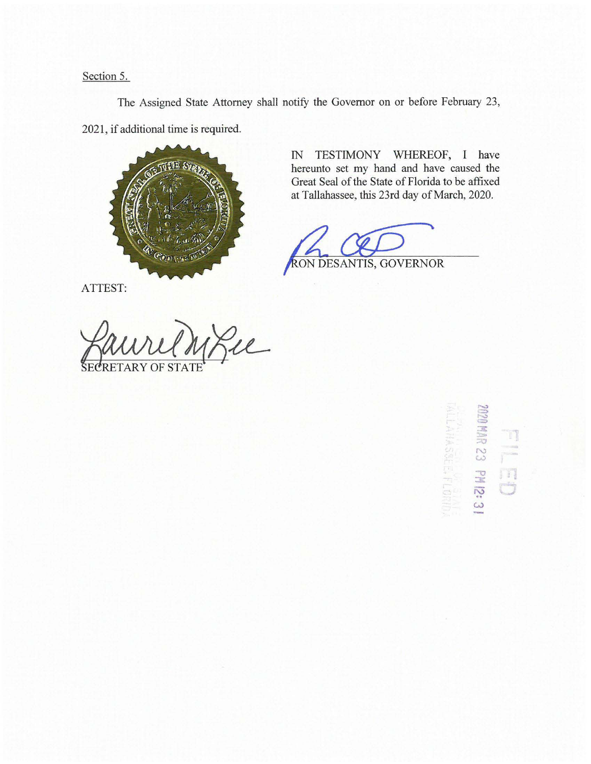Section 5.

The Assigned State Attorney shall notify the Governor on or before February 23, 2021, if additional time is required.

IN TESTIMONY WHEREOF, I have hereunto set my hand and have caused the Great Seal of the State of Florida to be affixed at Tallahassee, this 23rd day of March, 2020.

RON DESANTIS, GOVERNOR

ATTEST:

SECRETARY OF STATE

FILED

2020 MAR 23 PM 12: 31

DEPARTMENT OF STATE
TALLAHASSEE, FLORIDA